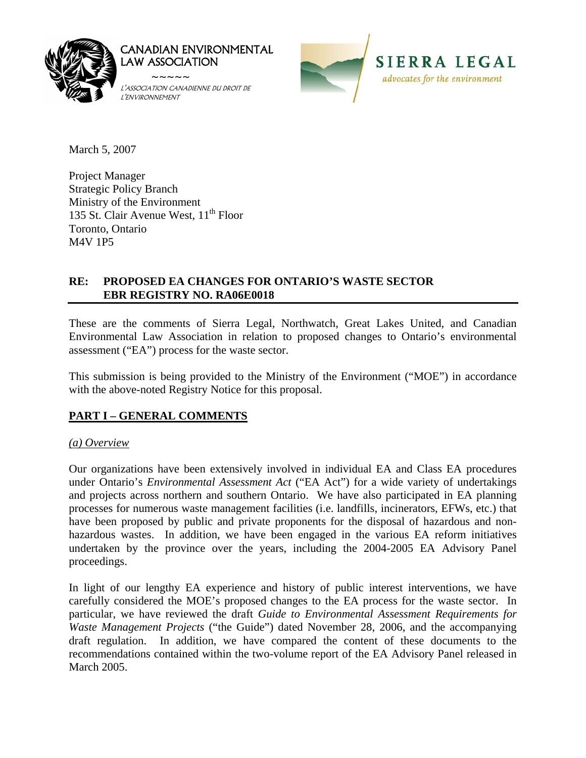CANADIAN ENVIRONMENTAL LAW ASSOCIATION

~~~~~

L'ASSOCIATION CANADIENNE DU DROIT DE L'ENVIRONNEMENT

SIERRA LEGAL
*advocates for the environment*

March 5, 2007

Project Manager
Strategic Policy Branch
Ministry of the Environment
135 St. Clair Avenue West, 11th Floor
Toronto, Ontario
M4V 1P5

**RE: PROPOSED EA CHANGES FOR ONTARIO'S WASTE SECTOR**
**EBR REGISTRY NO. RA06E0018**

These are the comments of Sierra Legal, Northwatch, Great Lakes United, and Canadian Environmental Law Association in relation to proposed changes to Ontario's environmental assessment ("EA") process for the waste sector.

This submission is being provided to the Ministry of the Environment ("MOE") in accordance with the above-noted Registry Notice for this proposal.

## PART I – GENERAL COMMENTS

### *(a) Overview*

Our organizations have been extensively involved in individual EA and Class EA procedures under Ontario's *Environmental Assessment Act* ("EA Act") for a wide variety of undertakings and projects across northern and southern Ontario. We have also participated in EA planning processes for numerous waste management facilities (i.e. landfills, incinerators, EFWs, etc.) that have been proposed by public and private proponents for the disposal of hazardous and non-hazardous wastes. In addition, we have been engaged in the various EA reform initiatives undertaken by the province over the years, including the 2004-2005 EA Advisory Panel proceedings.

In light of our lengthy EA experience and history of public interest interventions, we have carefully considered the MOE's proposed changes to the EA process for the waste sector. In particular, we have reviewed the draft *Guide to Environmental Assessment Requirements for Waste Management Projects* ("the Guide") dated November 28, 2006, and the accompanying draft regulation. In addition, we have compared the content of these documents to the recommendations contained within the two-volume report of the EA Advisory Panel released in March 2005.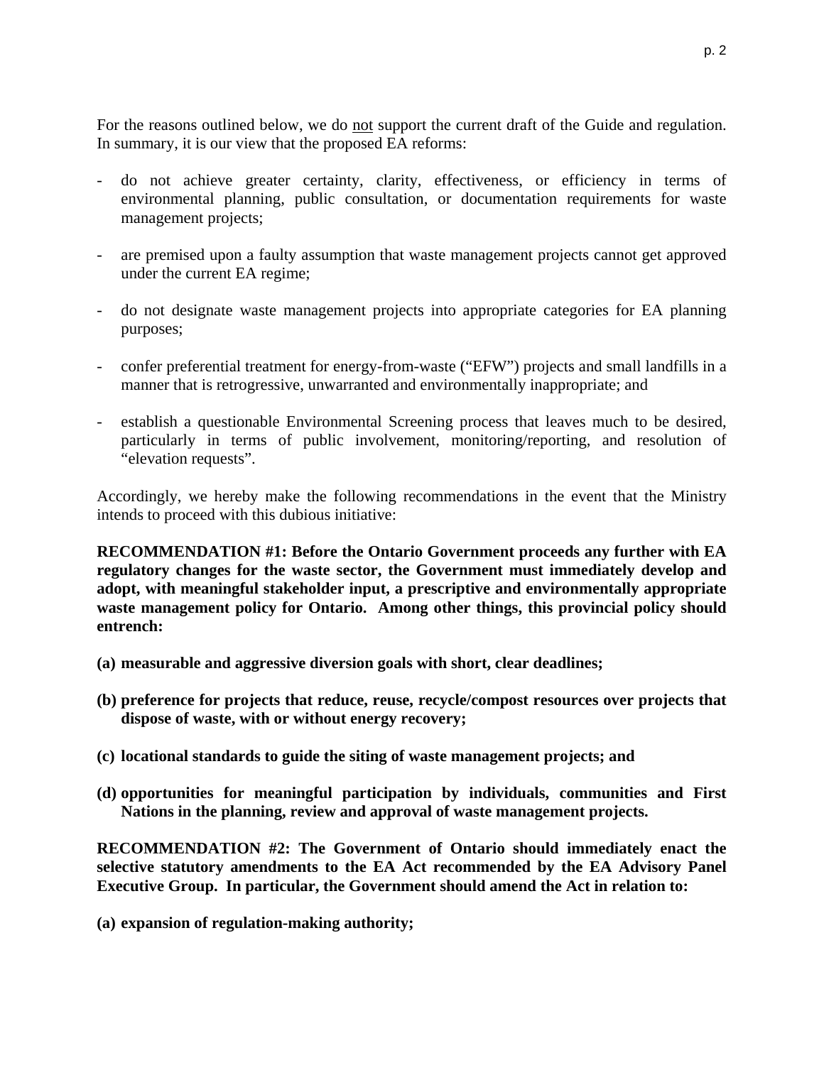For the reasons outlined below, we do <u>not</u> support the current draft of the Guide and regulation. In summary, it is our view that the proposed EA reforms:

- do not achieve greater certainty, clarity, effectiveness, or efficiency in terms of environmental planning, public consultation, or documentation requirements for waste management projects;

- are premised upon a faulty assumption that waste management projects cannot get approved under the current EA regime;

- do not designate waste management projects into appropriate categories for EA planning purposes;

- confer preferential treatment for energy-from-waste ("EFW") projects and small landfills in a manner that is retrogressive, unwarranted and environmentally inappropriate; and

- establish a questionable Environmental Screening process that leaves much to be desired, particularly in terms of public involvement, monitoring/reporting, and resolution of "elevation requests".

Accordingly, we hereby make the following recommendations in the event that the Ministry intends to proceed with this dubious initiative:

**RECOMMENDATION #1: Before the Ontario Government proceeds any further with EA regulatory changes for the waste sector, the Government must immediately develop and adopt, with meaningful stakeholder input, a prescriptive and environmentally appropriate waste management policy for Ontario. Among other things, this provincial policy should entrench:**

**(a) measurable and aggressive diversion goals with short, clear deadlines;**

**(b) preference for projects that reduce, reuse, recycle/compost resources over projects that dispose of waste, with or without energy recovery;**

**(c) locational standards to guide the siting of waste management projects; and**

**(d) opportunities for meaningful participation by individuals, communities and First Nations in the planning, review and approval of waste management projects.**

**RECOMMENDATION #2: The Government of Ontario should immediately enact the selective statutory amendments to the EA Act recommended by the EA Advisory Panel Executive Group. In particular, the Government should amend the Act in relation to:**

**(a) expansion of regulation-making authority;**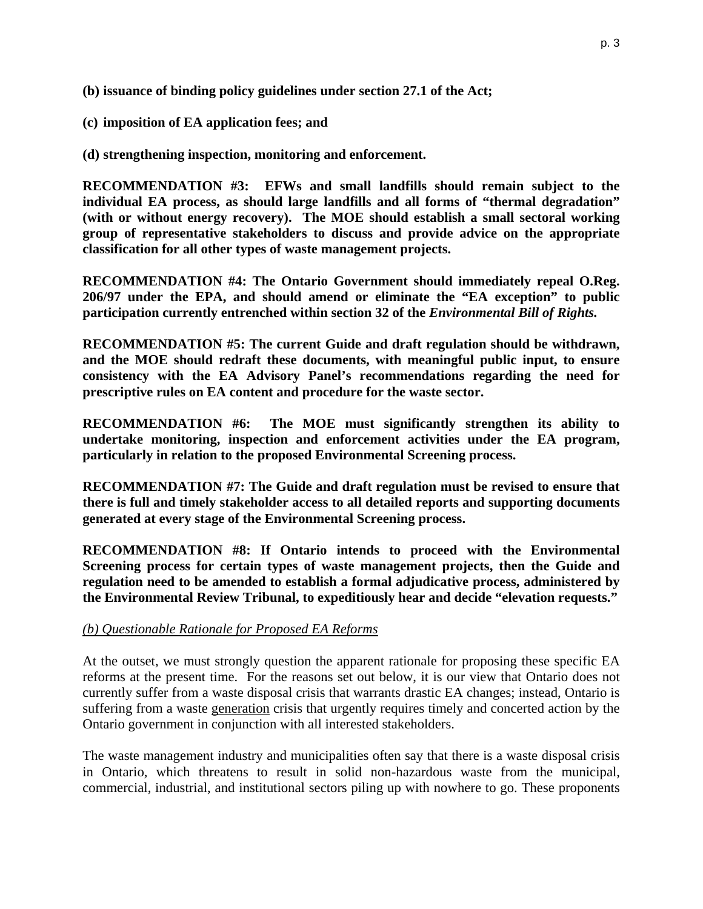**(b) issuance of binding policy guidelines under section 27.1 of the Act;**

**(c) imposition of EA application fees; and**

**(d) strengthening inspection, monitoring and enforcement.**

**RECOMMENDATION #3: EFWs and small landfills should remain subject to the individual EA process, as should large landfills and all forms of "thermal degradation" (with or without energy recovery). The MOE should establish a small sectoral working group of representative stakeholders to discuss and provide advice on the appropriate classification for all other types of waste management projects.**

**RECOMMENDATION #4: The Ontario Government should immediately repeal O.Reg. 206/97 under the EPA, and should amend or eliminate the "EA exception" to public participation currently entrenched within section 32 of the *Environmental Bill of Rights.***

**RECOMMENDATION #5: The current Guide and draft regulation should be withdrawn, and the MOE should redraft these documents, with meaningful public input, to ensure consistency with the EA Advisory Panel's recommendations regarding the need for prescriptive rules on EA content and procedure for the waste sector.**

**RECOMMENDATION #6: The MOE must significantly strengthen its ability to undertake monitoring, inspection and enforcement activities under the EA program, particularly in relation to the proposed Environmental Screening process.**

**RECOMMENDATION #7: The Guide and draft regulation must be revised to ensure that there is full and timely stakeholder access to all detailed reports and supporting documents generated at every stage of the Environmental Screening process.**

**RECOMMENDATION #8: If Ontario intends to proceed with the Environmental Screening process for certain types of waste management projects, then the Guide and regulation need to be amended to establish a formal adjudicative process, administered by the Environmental Review Tribunal, to expeditiously hear and decide "elevation requests."**

*(b) Questionable Rationale for Proposed EA Reforms*

At the outset, we must strongly question the apparent rationale for proposing these specific EA reforms at the present time. For the reasons set out below, it is our view that Ontario does not currently suffer from a waste disposal crisis that warrants drastic EA changes; instead, Ontario is suffering from a waste generation crisis that urgently requires timely and concerted action by the Ontario government in conjunction with all interested stakeholders.

The waste management industry and municipalities often say that there is a waste disposal crisis in Ontario, which threatens to result in solid non-hazardous waste from the municipal, commercial, industrial, and institutional sectors piling up with nowhere to go. These proponents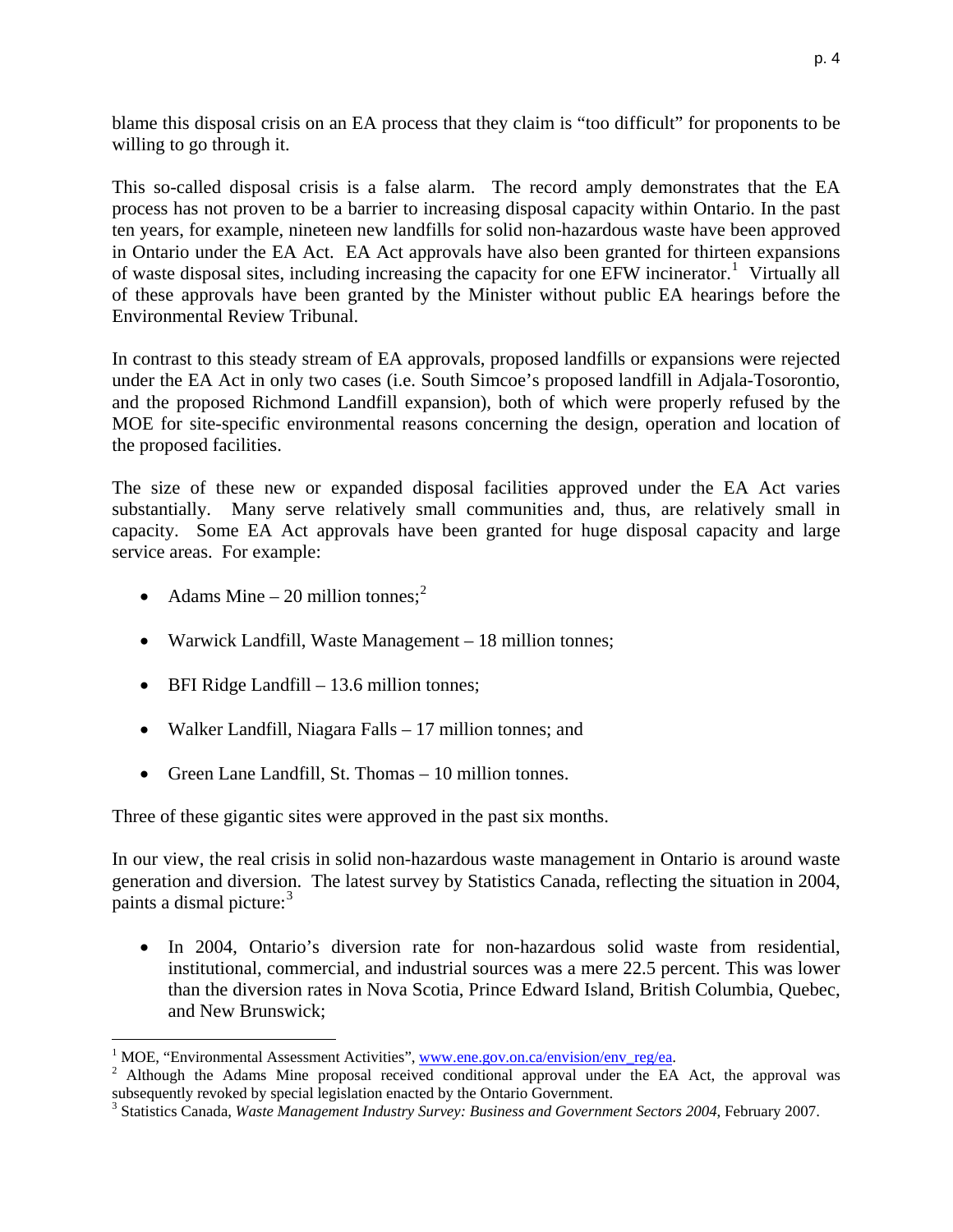blame this disposal crisis on an EA process that they claim is "too difficult" for proponents to be willing to go through it.

This so-called disposal crisis is a false alarm. The record amply demonstrates that the EA process has not proven to be a barrier to increasing disposal capacity within Ontario. In the past ten years, for example, nineteen new landfills for solid non-hazardous waste have been approved in Ontario under the EA Act. EA Act approvals have also been granted for thirteen expansions of waste disposal sites, including increasing the capacity for one EFW incinerator.[1] Virtually all of these approvals have been granted by the Minister without public EA hearings before the Environmental Review Tribunal.

In contrast to this steady stream of EA approvals, proposed landfills or expansions were rejected under the EA Act in only two cases (i.e. South Simcoe's proposed landfill in Adjala-Tosorontio, and the proposed Richmond Landfill expansion), both of which were properly refused by the MOE for site-specific environmental reasons concerning the design, operation and location of the proposed facilities.

The size of these new or expanded disposal facilities approved under the EA Act varies substantially. Many serve relatively small communities and, thus, are relatively small in capacity. Some EA Act approvals have been granted for huge disposal capacity and large service areas. For example:

- Adams Mine – 20 million tonnes;[2]
- Warwick Landfill, Waste Management – 18 million tonnes;
- BFI Ridge Landfill – 13.6 million tonnes;
- Walker Landfill, Niagara Falls – 17 million tonnes; and
- Green Lane Landfill, St. Thomas – 10 million tonnes.

Three of these gigantic sites were approved in the past six months.

In our view, the real crisis in solid non-hazardous waste management in Ontario is around waste generation and diversion. The latest survey by Statistics Canada, reflecting the situation in 2004, paints a dismal picture:[3]

- In 2004, Ontario's diversion rate for non-hazardous solid waste from residential, institutional, commercial, and industrial sources was a mere 22.5 percent. This was lower than the diversion rates in Nova Scotia, Prince Edward Island, British Columbia, Quebec, and New Brunswick;

---

[1] MOE, "Environmental Assessment Activities", www.ene.gov.on.ca/envision/env_reg/ea.

[2] Although the Adams Mine proposal received conditional approval under the EA Act, the approval was subsequently revoked by special legislation enacted by the Ontario Government.

[3] Statistics Canada, *Waste Management Industry Survey: Business and Government Sectors 2004*, February 2007.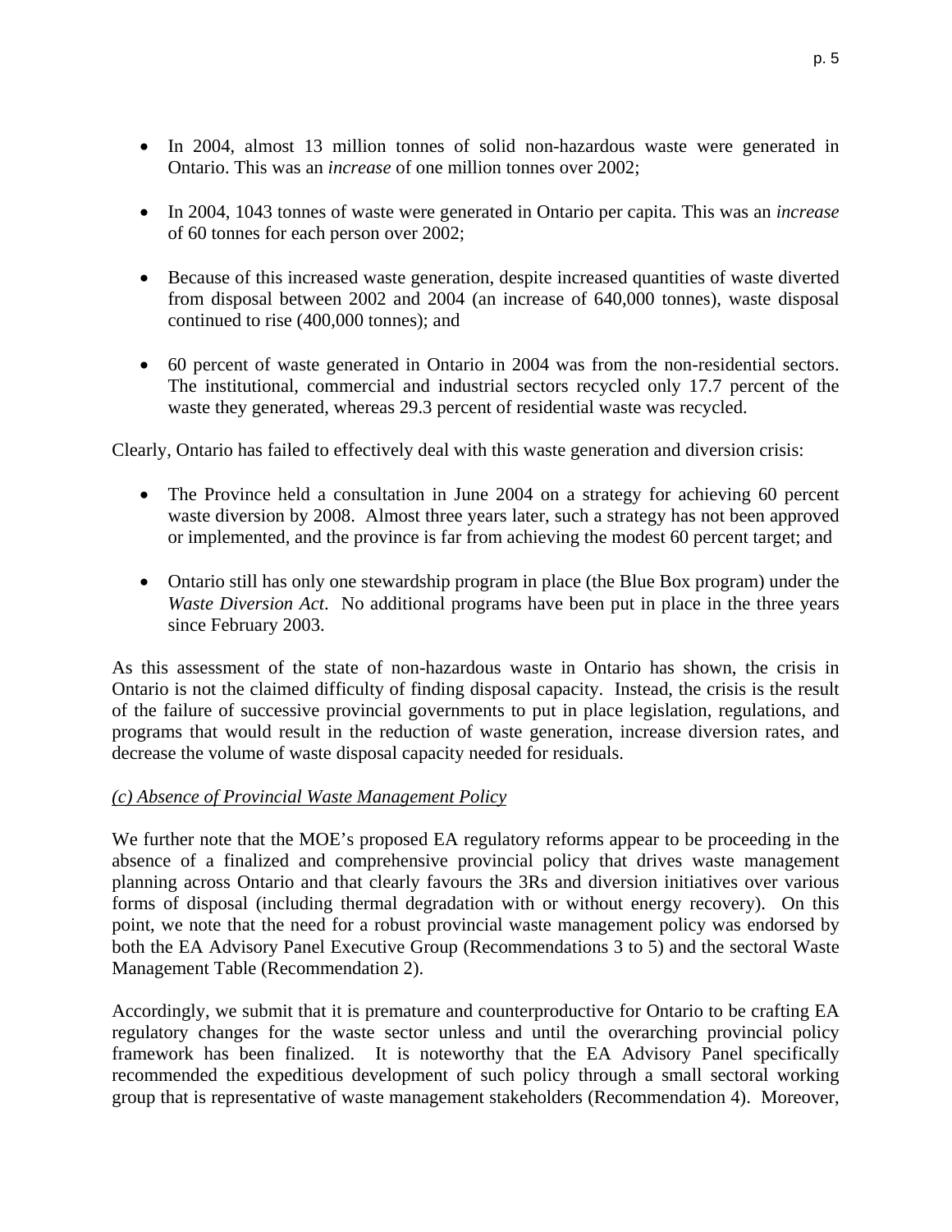- In 2004, almost 13 million tonnes of solid non-hazardous waste were generated in Ontario. This was an *increase* of one million tonnes over 2002;

- In 2004, 1043 tonnes of waste were generated in Ontario per capita. This was an *increase* of 60 tonnes for each person over 2002;

- Because of this increased waste generation, despite increased quantities of waste diverted from disposal between 2002 and 2004 (an increase of 640,000 tonnes), waste disposal continued to rise (400,000 tonnes); and

- 60 percent of waste generated in Ontario in 2004 was from the non-residential sectors. The institutional, commercial and industrial sectors recycled only 17.7 percent of the waste they generated, whereas 29.3 percent of residential waste was recycled.

Clearly, Ontario has failed to effectively deal with this waste generation and diversion crisis:

- The Province held a consultation in June 2004 on a strategy for achieving 60 percent waste diversion by 2008. Almost three years later, such a strategy has not been approved or implemented, and the province is far from achieving the modest 60 percent target; and

- Ontario still has only one stewardship program in place (the Blue Box program) under the *Waste Diversion Act*. No additional programs have been put in place in the three years since February 2003.

As this assessment of the state of non-hazardous waste in Ontario has shown, the crisis in Ontario is not the claimed difficulty of finding disposal capacity. Instead, the crisis is the result of the failure of successive provincial governments to put in place legislation, regulations, and programs that would result in the reduction of waste generation, increase diversion rates, and decrease the volume of waste disposal capacity needed for residuals.

*(c) Absence of Provincial Waste Management Policy*

We further note that the MOE's proposed EA regulatory reforms appear to be proceeding in the absence of a finalized and comprehensive provincial policy that drives waste management planning across Ontario and that clearly favours the 3Rs and diversion initiatives over various forms of disposal (including thermal degradation with or without energy recovery). On this point, we note that the need for a robust provincial waste management policy was endorsed by both the EA Advisory Panel Executive Group (Recommendations 3 to 5) and the sectoral Waste Management Table (Recommendation 2).

Accordingly, we submit that it is premature and counterproductive for Ontario to be crafting EA regulatory changes for the waste sector unless and until the overarching provincial policy framework has been finalized. It is noteworthy that the EA Advisory Panel specifically recommended the expeditious development of such policy through a small sectoral working group that is representative of waste management stakeholders (Recommendation 4). Moreover,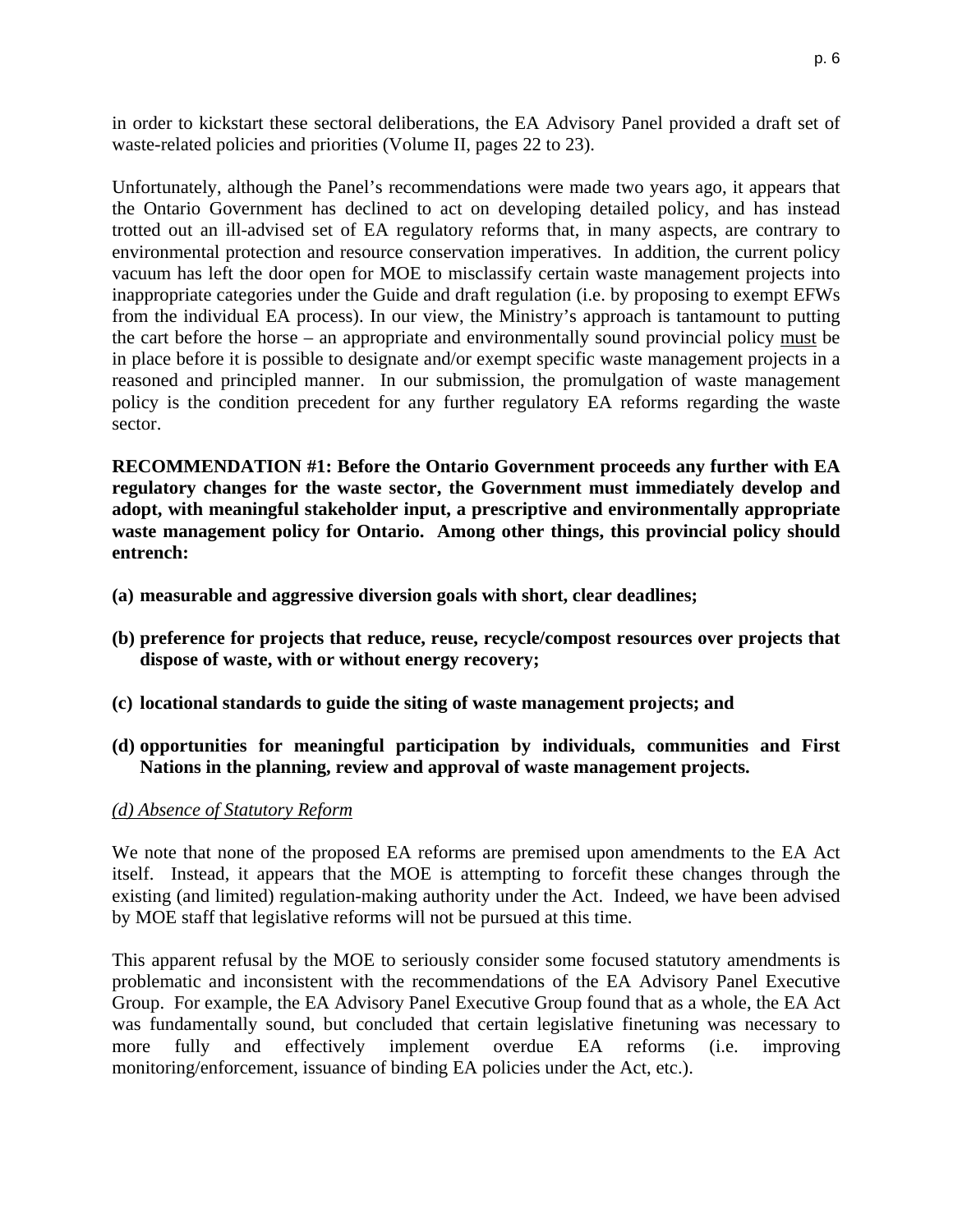in order to kickstart these sectoral deliberations, the EA Advisory Panel provided a draft set of waste-related policies and priorities (Volume II, pages 22 to 23).

Unfortunately, although the Panel's recommendations were made two years ago, it appears that the Ontario Government has declined to act on developing detailed policy, and has instead trotted out an ill-advised set of EA regulatory reforms that, in many aspects, are contrary to environmental protection and resource conservation imperatives. In addition, the current policy vacuum has left the door open for MOE to misclassify certain waste management projects into inappropriate categories under the Guide and draft regulation (i.e. by proposing to exempt EFWs from the individual EA process). In our view, the Ministry's approach is tantamount to putting the cart before the horse – an appropriate and environmentally sound provincial policy <u>must</u> be in place before it is possible to designate and/or exempt specific waste management projects in a reasoned and principled manner. In our submission, the promulgation of waste management policy is the condition precedent for any further regulatory EA reforms regarding the waste sector.

**RECOMMENDATION #1: Before the Ontario Government proceeds any further with EA regulatory changes for the waste sector, the Government must immediately develop and adopt, with meaningful stakeholder input, a prescriptive and environmentally appropriate waste management policy for Ontario. Among other things, this provincial policy should entrench:**

**(a) measurable and aggressive diversion goals with short, clear deadlines;**

**(b) preference for projects that reduce, reuse, recycle/compost resources over projects that dispose of waste, with or without energy recovery;**

**(c) locational standards to guide the siting of waste management projects; and**

**(d) opportunities for meaningful participation by individuals, communities and First Nations in the planning, review and approval of waste management projects.**

*<u>(d) Absence of Statutory Reform</u>*

We note that none of the proposed EA reforms are premised upon amendments to the EA Act itself. Instead, it appears that the MOE is attempting to forcefit these changes through the existing (and limited) regulation-making authority under the Act. Indeed, we have been advised by MOE staff that legislative reforms will not be pursued at this time.

This apparent refusal by the MOE to seriously consider some focused statutory amendments is problematic and inconsistent with the recommendations of the EA Advisory Panel Executive Group. For example, the EA Advisory Panel Executive Group found that as a whole, the EA Act was fundamentally sound, but concluded that certain legislative finetuning was necessary to more fully and effectively implement overdue EA reforms (i.e. improving monitoring/enforcement, issuance of binding EA policies under the Act, etc.).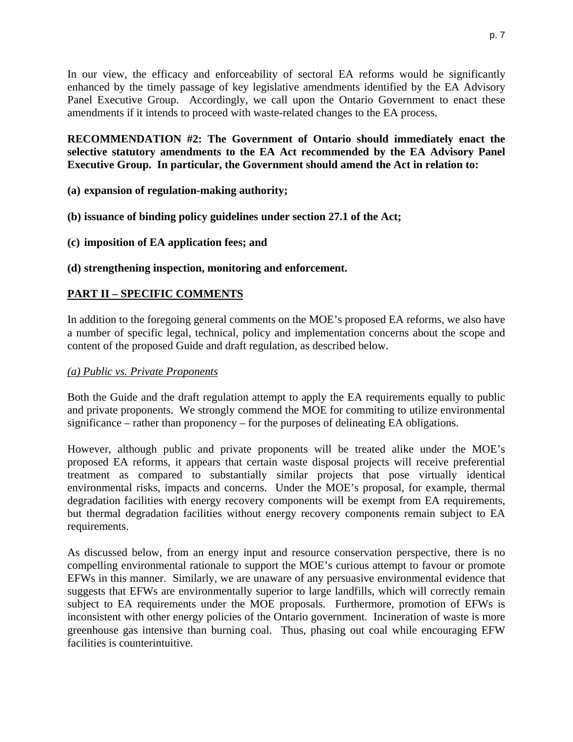In our view, the efficacy and enforceability of sectoral EA reforms would be significantly enhanced by the timely passage of key legislative amendments identified by the EA Advisory Panel Executive Group. Accordingly, we call upon the Ontario Government to enact these amendments if it intends to proceed with waste-related changes to the EA process.

**RECOMMENDATION #2: The Government of Ontario should immediately enact the selective statutory amendments to the EA Act recommended by the EA Advisory Panel Executive Group. In particular, the Government should amend the Act in relation to:**

**(a) expansion of regulation-making authority;**

**(b) issuance of binding policy guidelines under section 27.1 of the Act;**

**(c) imposition of EA application fees; and**

**(d) strengthening inspection, monitoring and enforcement.**

## PART II – SPECIFIC COMMENTS

In addition to the foregoing general comments on the MOE's proposed EA reforms, we also have a number of specific legal, technical, policy and implementation concerns about the scope and content of the proposed Guide and draft regulation, as described below.

### *(a) Public vs. Private Proponents*

Both the Guide and the draft regulation attempt to apply the EA requirements equally to public and private proponents. We strongly commend the MOE for commiting to utilize environmental significance – rather than proponency – for the purposes of delineating EA obligations.

However, although public and private proponents will be treated alike under the MOE's proposed EA reforms, it appears that certain waste disposal projects will receive preferential treatment as compared to substantially similar projects that pose virtually identical environmental risks, impacts and concerns. Under the MOE's proposal, for example, thermal degradation facilities with energy recovery components will be exempt from EA requirements, but thermal degradation facilities without energy recovery components remain subject to EA requirements.

As discussed below, from an energy input and resource conservation perspective, there is no compelling environmental rationale to support the MOE's curious attempt to favour or promote EFWs in this manner. Similarly, we are unaware of any persuasive environmental evidence that suggests that EFWs are environmentally superior to large landfills, which will correctly remain subject to EA requirements under the MOE proposals. Furthermore, promotion of EFWs is inconsistent with other energy policies of the Ontario government. Incineration of waste is more greenhouse gas intensive than burning coal. Thus, phasing out coal while encouraging EFW facilities is counterintuitive.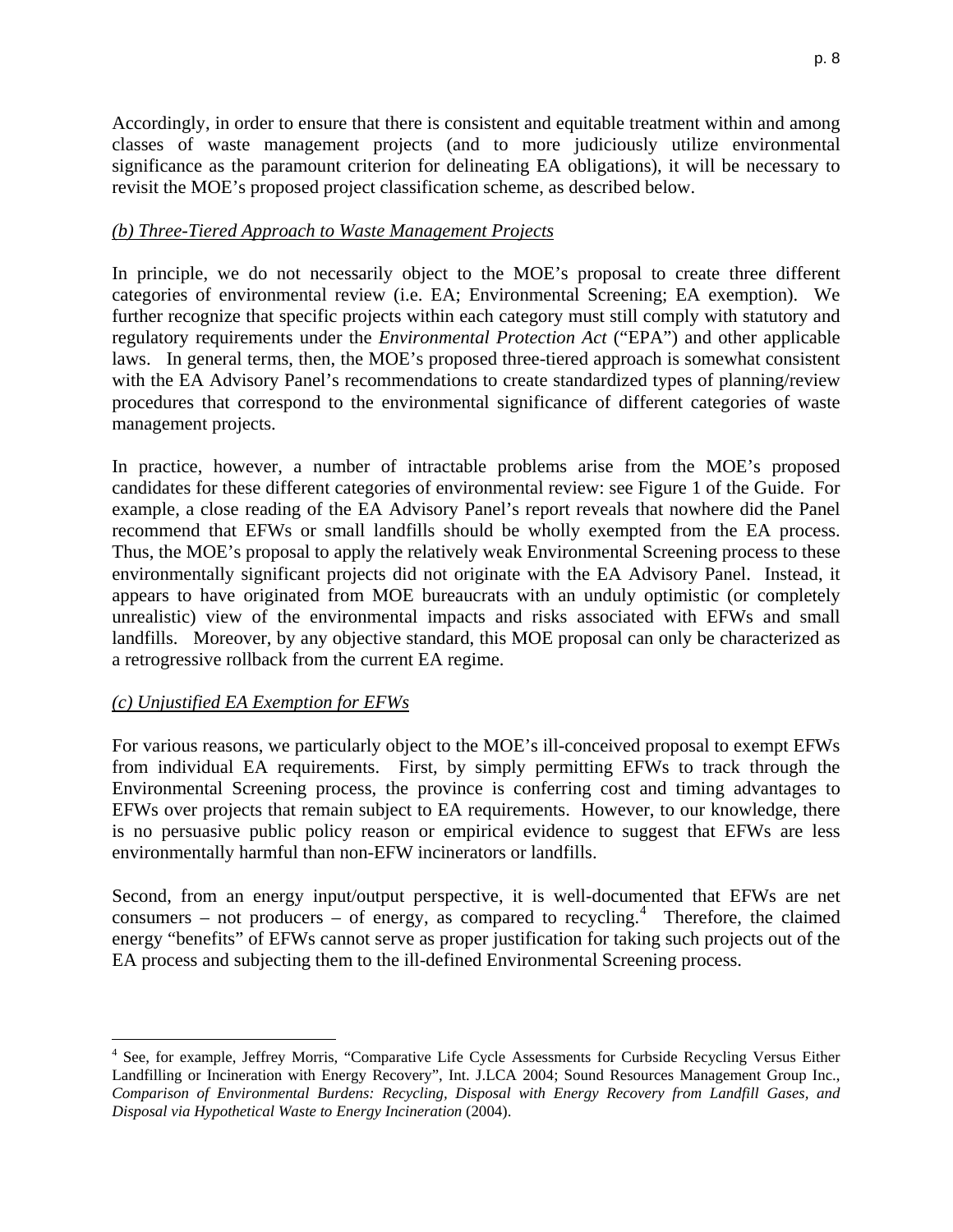Accordingly, in order to ensure that there is consistent and equitable treatment within and among classes of waste management projects (and to more judiciously utilize environmental significance as the paramount criterion for delineating EA obligations), it will be necessary to revisit the MOE's proposed project classification scheme, as described below.

*(b) Three-Tiered Approach to Waste Management Projects*

In principle, we do not necessarily object to the MOE's proposal to create three different categories of environmental review (i.e. EA; Environmental Screening; EA exemption). We further recognize that specific projects within each category must still comply with statutory and regulatory requirements under the *Environmental Protection Act* ("EPA") and other applicable laws. In general terms, then, the MOE's proposed three-tiered approach is somewhat consistent with the EA Advisory Panel's recommendations to create standardized types of planning/review procedures that correspond to the environmental significance of different categories of waste management projects.

In practice, however, a number of intractable problems arise from the MOE's proposed candidates for these different categories of environmental review: see Figure 1 of the Guide. For example, a close reading of the EA Advisory Panel's report reveals that nowhere did the Panel recommend that EFWs or small landfills should be wholly exempted from the EA process. Thus, the MOE's proposal to apply the relatively weak Environmental Screening process to these environmentally significant projects did not originate with the EA Advisory Panel. Instead, it appears to have originated from MOE bureaucrats with an unduly optimistic (or completely unrealistic) view of the environmental impacts and risks associated with EFWs and small landfills. Moreover, by any objective standard, this MOE proposal can only be characterized as a retrogressive rollback from the current EA regime.

*(c) Unjustified EA Exemption for EFWs*

For various reasons, we particularly object to the MOE's ill-conceived proposal to exempt EFWs from individual EA requirements. First, by simply permitting EFWs to track through the Environmental Screening process, the province is conferring cost and timing advantages to EFWs over projects that remain subject to EA requirements. However, to our knowledge, there is no persuasive public policy reason or empirical evidence to suggest that EFWs are less environmentally harmful than non-EFW incinerators or landfills.

Second, from an energy input/output perspective, it is well-documented that EFWs are net consumers – not producers – of energy, as compared to recycling.[4] Therefore, the claimed energy "benefits" of EFWs cannot serve as proper justification for taking such projects out of the EA process and subjecting them to the ill-defined Environmental Screening process.

---

[4] See, for example, Jeffrey Morris, "Comparative Life Cycle Assessments for Curbside Recycling Versus Either Landfilling or Incineration with Energy Recovery", Int. J.LCA 2004; Sound Resources Management Group Inc., *Comparison of Environmental Burdens: Recycling, Disposal with Energy Recovery from Landfill Gases, and Disposal via Hypothetical Waste to Energy Incineration* (2004).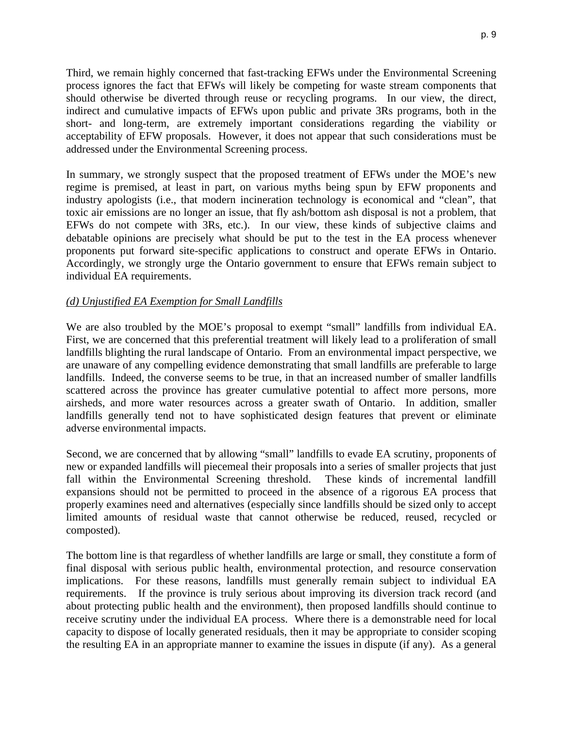Third, we remain highly concerned that fast-tracking EFWs under the Environmental Screening process ignores the fact that EFWs will likely be competing for waste stream components that should otherwise be diverted through reuse or recycling programs. In our view, the direct, indirect and cumulative impacts of EFWs upon public and private 3Rs programs, both in the short- and long-term, are extremely important considerations regarding the viability or acceptability of EFW proposals. However, it does not appear that such considerations must be addressed under the Environmental Screening process.

In summary, we strongly suspect that the proposed treatment of EFWs under the MOE's new regime is premised, at least in part, on various myths being spun by EFW proponents and industry apologists (i.e., that modern incineration technology is economical and "clean", that toxic air emissions are no longer an issue, that fly ash/bottom ash disposal is not a problem, that EFWs do not compete with 3Rs, etc.). In our view, these kinds of subjective claims and debatable opinions are precisely what should be put to the test in the EA process whenever proponents put forward site-specific applications to construct and operate EFWs in Ontario. Accordingly, we strongly urge the Ontario government to ensure that EFWs remain subject to individual EA requirements.

*(d) Unjustified EA Exemption for Small Landfills*

We are also troubled by the MOE's proposal to exempt "small" landfills from individual EA. First, we are concerned that this preferential treatment will likely lead to a proliferation of small landfills blighting the rural landscape of Ontario. From an environmental impact perspective, we are unaware of any compelling evidence demonstrating that small landfills are preferable to large landfills. Indeed, the converse seems to be true, in that an increased number of smaller landfills scattered across the province has greater cumulative potential to affect more persons, more airsheds, and more water resources across a greater swath of Ontario. In addition, smaller landfills generally tend not to have sophisticated design features that prevent or eliminate adverse environmental impacts.

Second, we are concerned that by allowing "small" landfills to evade EA scrutiny, proponents of new or expanded landfills will piecemeal their proposals into a series of smaller projects that just fall within the Environmental Screening threshold. These kinds of incremental landfill expansions should not be permitted to proceed in the absence of a rigorous EA process that properly examines need and alternatives (especially since landfills should be sized only to accept limited amounts of residual waste that cannot otherwise be reduced, reused, recycled or composted).

The bottom line is that regardless of whether landfills are large or small, they constitute a form of final disposal with serious public health, environmental protection, and resource conservation implications. For these reasons, landfills must generally remain subject to individual EA requirements. If the province is truly serious about improving its diversion track record (and about protecting public health and the environment), then proposed landfills should continue to receive scrutiny under the individual EA process. Where there is a demonstrable need for local capacity to dispose of locally generated residuals, then it may be appropriate to consider scoping the resulting EA in an appropriate manner to examine the issues in dispute (if any). As a general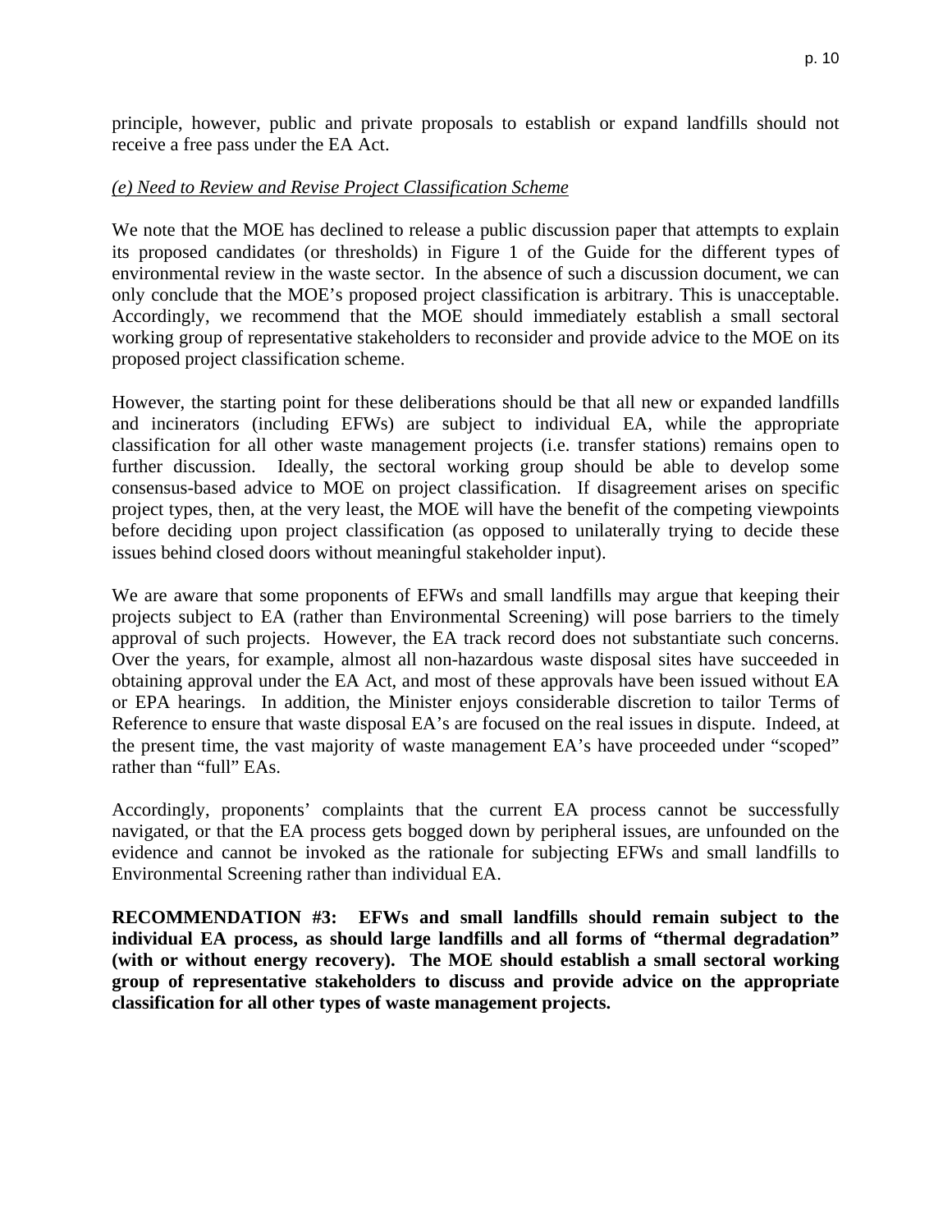principle, however, public and private proposals to establish or expand landfills should not receive a free pass under the EA Act.

*(e) Need to Review and Revise Project Classification Scheme*

We note that the MOE has declined to release a public discussion paper that attempts to explain its proposed candidates (or thresholds) in Figure 1 of the Guide for the different types of environmental review in the waste sector. In the absence of such a discussion document, we can only conclude that the MOE's proposed project classification is arbitrary. This is unacceptable. Accordingly, we recommend that the MOE should immediately establish a small sectoral working group of representative stakeholders to reconsider and provide advice to the MOE on its proposed project classification scheme.

However, the starting point for these deliberations should be that all new or expanded landfills and incinerators (including EFWs) are subject to individual EA, while the appropriate classification for all other waste management projects (i.e. transfer stations) remains open to further discussion. Ideally, the sectoral working group should be able to develop some consensus-based advice to MOE on project classification. If disagreement arises on specific project types, then, at the very least, the MOE will have the benefit of the competing viewpoints before deciding upon project classification (as opposed to unilaterally trying to decide these issues behind closed doors without meaningful stakeholder input).

We are aware that some proponents of EFWs and small landfills may argue that keeping their projects subject to EA (rather than Environmental Screening) will pose barriers to the timely approval of such projects. However, the EA track record does not substantiate such concerns. Over the years, for example, almost all non-hazardous waste disposal sites have succeeded in obtaining approval under the EA Act, and most of these approvals have been issued without EA or EPA hearings. In addition, the Minister enjoys considerable discretion to tailor Terms of Reference to ensure that waste disposal EA's are focused on the real issues in dispute. Indeed, at the present time, the vast majority of waste management EA's have proceeded under "scoped" rather than "full" EAs.

Accordingly, proponents' complaints that the current EA process cannot be successfully navigated, or that the EA process gets bogged down by peripheral issues, are unfounded on the evidence and cannot be invoked as the rationale for subjecting EFWs and small landfills to Environmental Screening rather than individual EA.

**RECOMMENDATION #3: EFWs and small landfills should remain subject to the individual EA process, as should large landfills and all forms of "thermal degradation" (with or without energy recovery). The MOE should establish a small sectoral working group of representative stakeholders to discuss and provide advice on the appropriate classification for all other types of waste management projects.**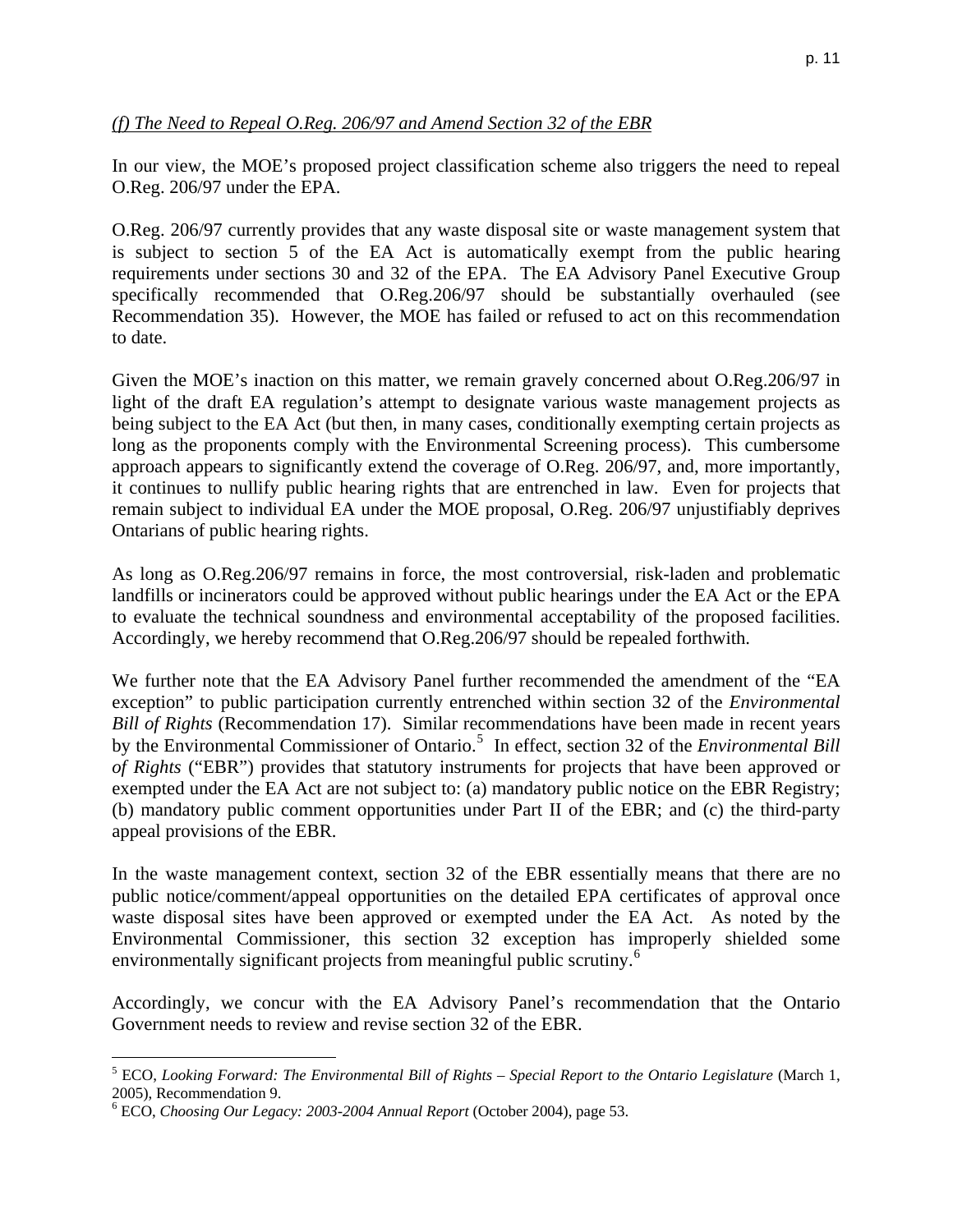*(f) The Need to Repeal O.Reg. 206/97 and Amend Section 32 of the EBR*

In our view, the MOE's proposed project classification scheme also triggers the need to repeal O.Reg. 206/97 under the EPA.

O.Reg. 206/97 currently provides that any waste disposal site or waste management system that is subject to section 5 of the EA Act is automatically exempt from the public hearing requirements under sections 30 and 32 of the EPA. The EA Advisory Panel Executive Group specifically recommended that O.Reg.206/97 should be substantially overhauled (see Recommendation 35). However, the MOE has failed or refused to act on this recommendation to date.

Given the MOE's inaction on this matter, we remain gravely concerned about O.Reg.206/97 in light of the draft EA regulation's attempt to designate various waste management projects as being subject to the EA Act (but then, in many cases, conditionally exempting certain projects as long as the proponents comply with the Environmental Screening process). This cumbersome approach appears to significantly extend the coverage of O.Reg. 206/97, and, more importantly, it continues to nullify public hearing rights that are entrenched in law. Even for projects that remain subject to individual EA under the MOE proposal, O.Reg. 206/97 unjustifiably deprives Ontarians of public hearing rights.

As long as O.Reg.206/97 remains in force, the most controversial, risk-laden and problematic landfills or incinerators could be approved without public hearings under the EA Act or the EPA to evaluate the technical soundness and environmental acceptability of the proposed facilities. Accordingly, we hereby recommend that O.Reg.206/97 should be repealed forthwith.

We further note that the EA Advisory Panel further recommended the amendment of the "EA exception" to public participation currently entrenched within section 32 of the *Environmental Bill of Rights* (Recommendation 17). Similar recommendations have been made in recent years by the Environmental Commissioner of Ontario.[5] In effect, section 32 of the *Environmental Bill of Rights* ("EBR") provides that statutory instruments for projects that have been approved or exempted under the EA Act are not subject to: (a) mandatory public notice on the EBR Registry; (b) mandatory public comment opportunities under Part II of the EBR; and (c) the third-party appeal provisions of the EBR.

In the waste management context, section 32 of the EBR essentially means that there are no public notice/comment/appeal opportunities on the detailed EPA certificates of approval once waste disposal sites have been approved or exempted under the EA Act. As noted by the Environmental Commissioner, this section 32 exception has improperly shielded some environmentally significant projects from meaningful public scrutiny.[6]

Accordingly, we concur with the EA Advisory Panel's recommendation that the Ontario Government needs to review and revise section 32 of the EBR.

---

[5] ECO, *Looking Forward: The Environmental Bill of Rights – Special Report to the Ontario Legislature* (March 1, 2005), Recommendation 9.

[6] ECO, *Choosing Our Legacy: 2003-2004 Annual Report* (October 2004), page 53.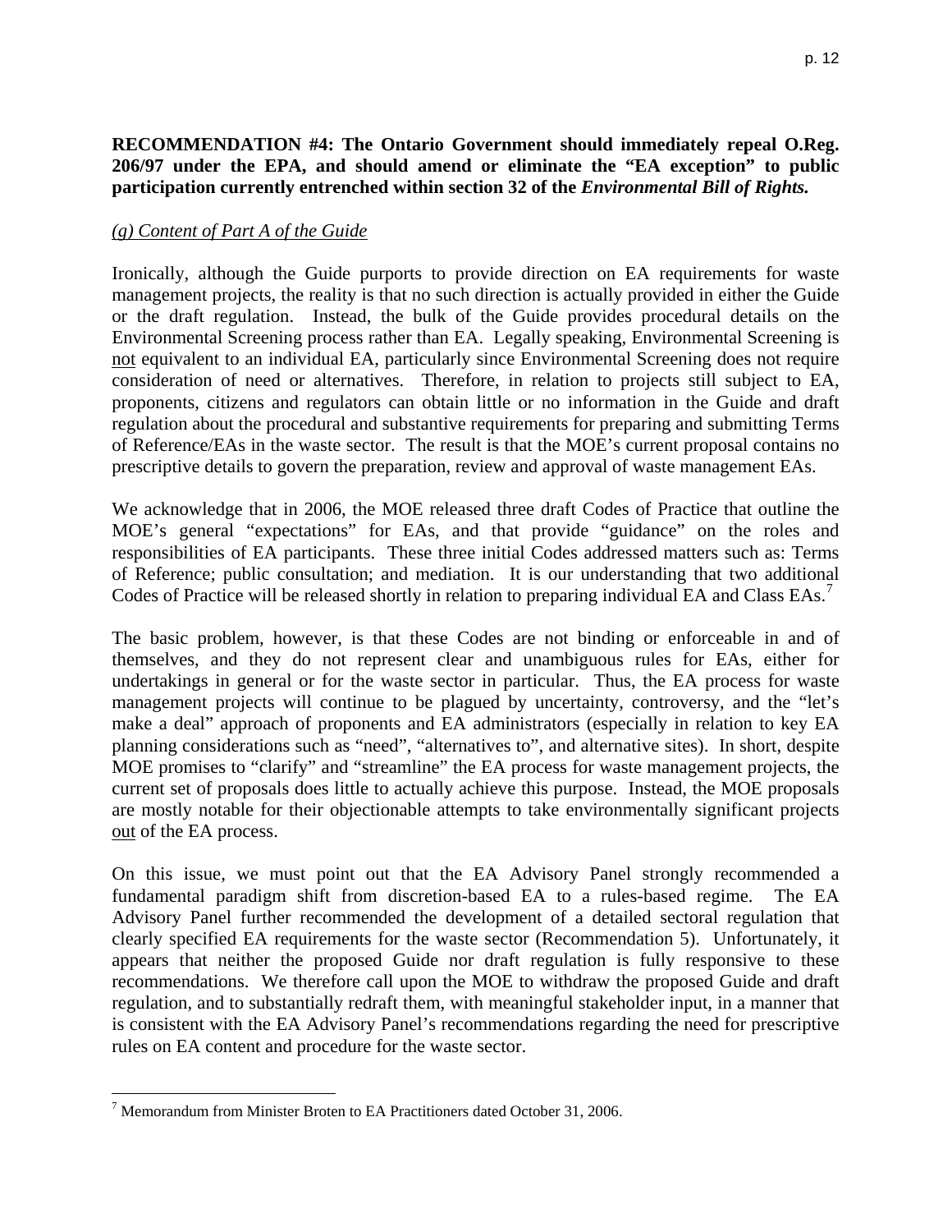**RECOMMENDATION #4: The Ontario Government should immediately repeal O.Reg. 206/97 under the EPA, and should amend or eliminate the "EA exception" to public participation currently entrenched within section 32 of the *Environmental Bill of Rights.***

*(g) Content of Part A of the Guide*

Ironically, although the Guide purports to provide direction on EA requirements for waste management projects, the reality is that no such direction is actually provided in either the Guide or the draft regulation. Instead, the bulk of the Guide provides procedural details on the Environmental Screening process rather than EA. Legally speaking, Environmental Screening is not equivalent to an individual EA, particularly since Environmental Screening does not require consideration of need or alternatives. Therefore, in relation to projects still subject to EA, proponents, citizens and regulators can obtain little or no information in the Guide and draft regulation about the procedural and substantive requirements for preparing and submitting Terms of Reference/EAs in the waste sector. The result is that the MOE's current proposal contains no prescriptive details to govern the preparation, review and approval of waste management EAs.

We acknowledge that in 2006, the MOE released three draft Codes of Practice that outline the MOE's general "expectations" for EAs, and that provide "guidance" on the roles and responsibilities of EA participants. These three initial Codes addressed matters such as: Terms of Reference; public consultation; and mediation. It is our understanding that two additional Codes of Practice will be released shortly in relation to preparing individual EA and Class EAs.[7]

The basic problem, however, is that these Codes are not binding or enforceable in and of themselves, and they do not represent clear and unambiguous rules for EAs, either for undertakings in general or for the waste sector in particular. Thus, the EA process for waste management projects will continue to be plagued by uncertainty, controversy, and the "let's make a deal" approach of proponents and EA administrators (especially in relation to key EA planning considerations such as "need", "alternatives to", and alternative sites). In short, despite MOE promises to "clarify" and "streamline" the EA process for waste management projects, the current set of proposals does little to actually achieve this purpose. Instead, the MOE proposals are mostly notable for their objectionable attempts to take environmentally significant projects out of the EA process.

On this issue, we must point out that the EA Advisory Panel strongly recommended a fundamental paradigm shift from discretion-based EA to a rules-based regime. The EA Advisory Panel further recommended the development of a detailed sectoral regulation that clearly specified EA requirements for the waste sector (Recommendation 5). Unfortunately, it appears that neither the proposed Guide nor draft regulation is fully responsive to these recommendations. We therefore call upon the MOE to withdraw the proposed Guide and draft regulation, and to substantially redraft them, with meaningful stakeholder input, in a manner that is consistent with the EA Advisory Panel's recommendations regarding the need for prescriptive rules on EA content and procedure for the waste sector.

---

[7] Memorandum from Minister Broten to EA Practitioners dated October 31, 2006.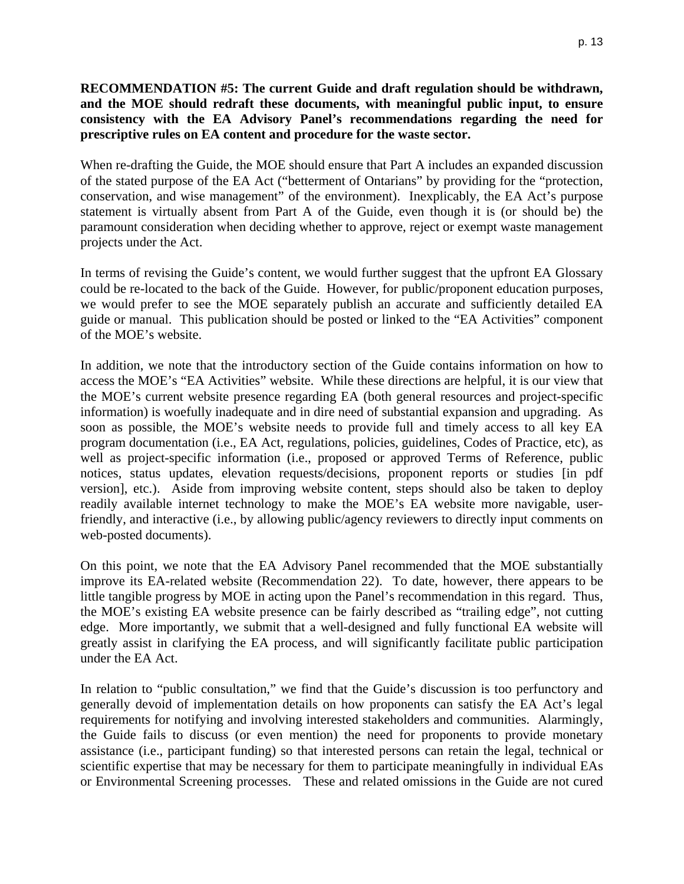**RECOMMENDATION #5: The current Guide and draft regulation should be withdrawn, and the MOE should redraft these documents, with meaningful public input, to ensure consistency with the EA Advisory Panel's recommendations regarding the need for prescriptive rules on EA content and procedure for the waste sector.**

When re-drafting the Guide, the MOE should ensure that Part A includes an expanded discussion of the stated purpose of the EA Act ("betterment of Ontarians" by providing for the "protection, conservation, and wise management" of the environment). Inexplicably, the EA Act's purpose statement is virtually absent from Part A of the Guide, even though it is (or should be) the paramount consideration when deciding whether to approve, reject or exempt waste management projects under the Act.

In terms of revising the Guide's content, we would further suggest that the upfront EA Glossary could be re-located to the back of the Guide. However, for public/proponent education purposes, we would prefer to see the MOE separately publish an accurate and sufficiently detailed EA guide or manual. This publication should be posted or linked to the "EA Activities" component of the MOE's website.

In addition, we note that the introductory section of the Guide contains information on how to access the MOE's "EA Activities" website. While these directions are helpful, it is our view that the MOE's current website presence regarding EA (both general resources and project-specific information) is woefully inadequate and in dire need of substantial expansion and upgrading. As soon as possible, the MOE's website needs to provide full and timely access to all key EA program documentation (i.e., EA Act, regulations, policies, guidelines, Codes of Practice, etc), as well as project-specific information (i.e., proposed or approved Terms of Reference, public notices, status updates, elevation requests/decisions, proponent reports or studies [in pdf version], etc.). Aside from improving website content, steps should also be taken to deploy readily available internet technology to make the MOE's EA website more navigable, user-friendly, and interactive (i.e., by allowing public/agency reviewers to directly input comments on web-posted documents).

On this point, we note that the EA Advisory Panel recommended that the MOE substantially improve its EA-related website (Recommendation 22). To date, however, there appears to be little tangible progress by MOE in acting upon the Panel's recommendation in this regard. Thus, the MOE's existing EA website presence can be fairly described as "trailing edge", not cutting edge. More importantly, we submit that a well-designed and fully functional EA website will greatly assist in clarifying the EA process, and will significantly facilitate public participation under the EA Act.

In relation to "public consultation," we find that the Guide's discussion is too perfunctory and generally devoid of implementation details on how proponents can satisfy the EA Act's legal requirements for notifying and involving interested stakeholders and communities. Alarmingly, the Guide fails to discuss (or even mention) the need for proponents to provide monetary assistance (i.e., participant funding) so that interested persons can retain the legal, technical or scientific expertise that may be necessary for them to participate meaningfully in individual EAs or Environmental Screening processes. These and related omissions in the Guide are not cured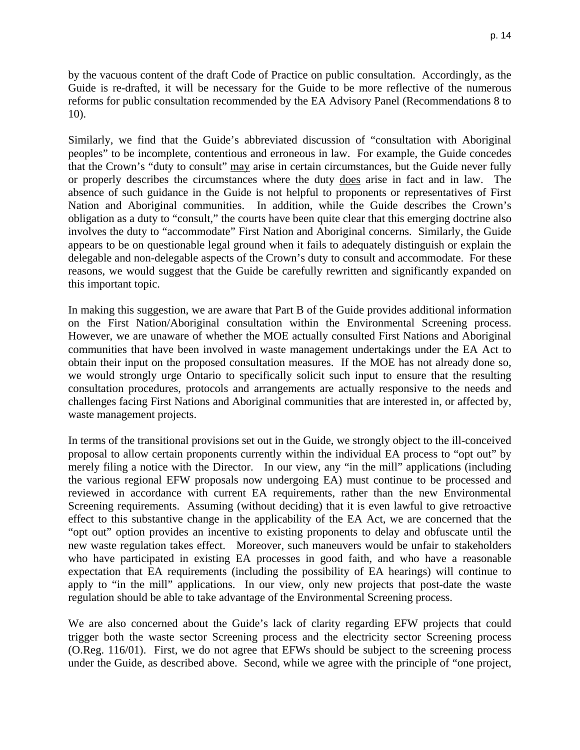by the vacuous content of the draft Code of Practice on public consultation. Accordingly, as the Guide is re-drafted, it will be necessary for the Guide to be more reflective of the numerous reforms for public consultation recommended by the EA Advisory Panel (Recommendations 8 to 10).

Similarly, we find that the Guide's abbreviated discussion of "consultation with Aboriginal peoples" to be incomplete, contentious and erroneous in law. For example, the Guide concedes that the Crown's "duty to consult" <u>may</u> arise in certain circumstances, but the Guide never fully or properly describes the circumstances where the duty <u>does</u> arise in fact and in law. The absence of such guidance in the Guide is not helpful to proponents or representatives of First Nation and Aboriginal communities. In addition, while the Guide describes the Crown's obligation as a duty to "consult," the courts have been quite clear that this emerging doctrine also involves the duty to "accommodate" First Nation and Aboriginal concerns. Similarly, the Guide appears to be on questionable legal ground when it fails to adequately distinguish or explain the delegable and non-delegable aspects of the Crown's duty to consult and accommodate. For these reasons, we would suggest that the Guide be carefully rewritten and significantly expanded on this important topic.

In making this suggestion, we are aware that Part B of the Guide provides additional information on the First Nation/Aboriginal consultation within the Environmental Screening process. However, we are unaware of whether the MOE actually consulted First Nations and Aboriginal communities that have been involved in waste management undertakings under the EA Act to obtain their input on the proposed consultation measures. If the MOE has not already done so, we would strongly urge Ontario to specifically solicit such input to ensure that the resulting consultation procedures, protocols and arrangements are actually responsive to the needs and challenges facing First Nations and Aboriginal communities that are interested in, or affected by, waste management projects.

In terms of the transitional provisions set out in the Guide, we strongly object to the ill-conceived proposal to allow certain proponents currently within the individual EA process to "opt out" by merely filing a notice with the Director. In our view, any "in the mill" applications (including the various regional EFW proposals now undergoing EA) must continue to be processed and reviewed in accordance with current EA requirements, rather than the new Environmental Screening requirements. Assuming (without deciding) that it is even lawful to give retroactive effect to this substantive change in the applicability of the EA Act, we are concerned that the "opt out" option provides an incentive to existing proponents to delay and obfuscate until the new waste regulation takes effect. Moreover, such maneuvers would be unfair to stakeholders who have participated in existing EA processes in good faith, and who have a reasonable expectation that EA requirements (including the possibility of EA hearings) will continue to apply to "in the mill" applications. In our view, only new projects that post-date the waste regulation should be able to take advantage of the Environmental Screening process.

We are also concerned about the Guide's lack of clarity regarding EFW projects that could trigger both the waste sector Screening process and the electricity sector Screening process (O.Reg. 116/01). First, we do not agree that EFWs should be subject to the screening process under the Guide, as described above. Second, while we agree with the principle of "one project,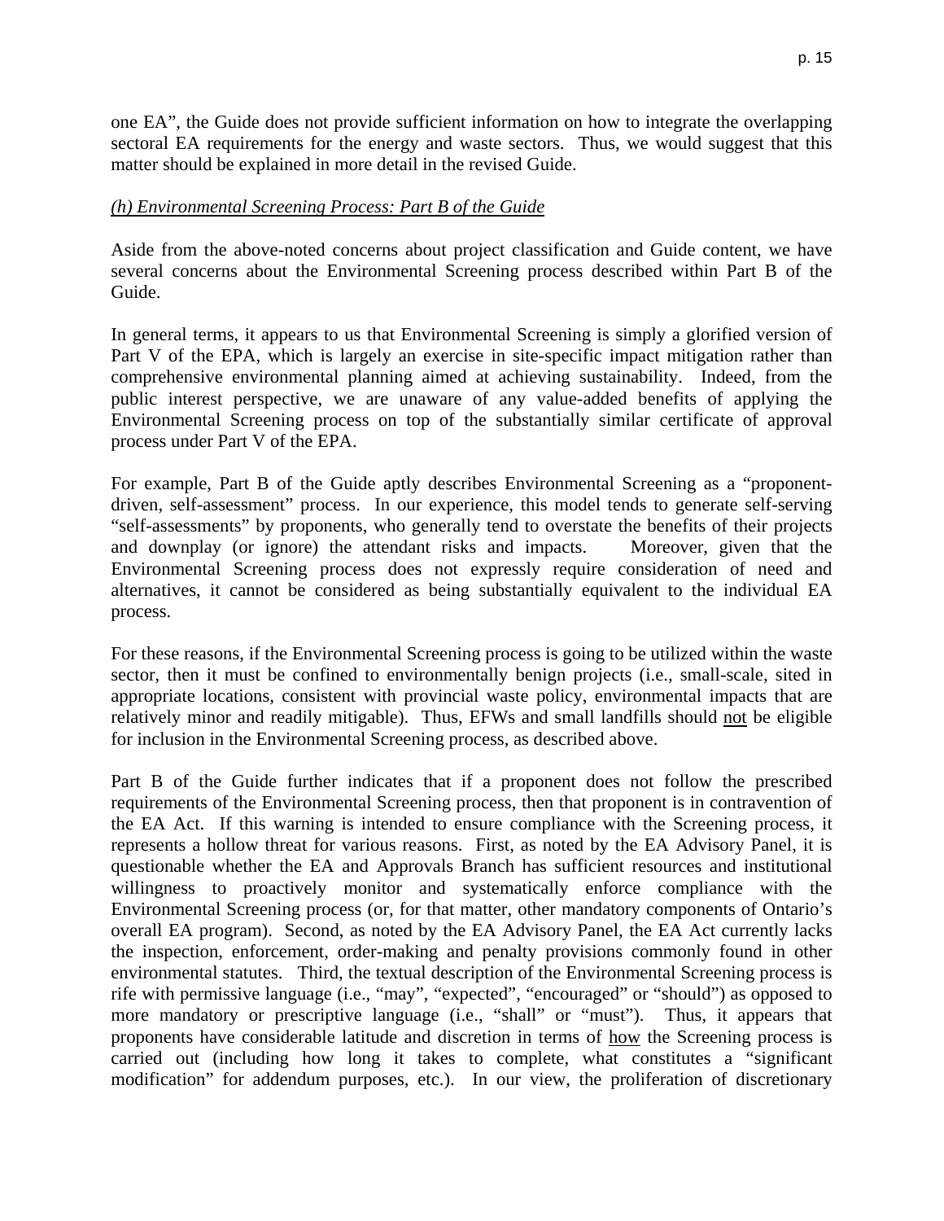one EA", the Guide does not provide sufficient information on how to integrate the overlapping sectoral EA requirements for the energy and waste sectors. Thus, we would suggest that this matter should be explained in more detail in the revised Guide.

*(h) Environmental Screening Process: Part B of the Guide*

Aside from the above-noted concerns about project classification and Guide content, we have several concerns about the Environmental Screening process described within Part B of the Guide.

In general terms, it appears to us that Environmental Screening is simply a glorified version of Part V of the EPA, which is largely an exercise in site-specific impact mitigation rather than comprehensive environmental planning aimed at achieving sustainability. Indeed, from the public interest perspective, we are unaware of any value-added benefits of applying the Environmental Screening process on top of the substantially similar certificate of approval process under Part V of the EPA.

For example, Part B of the Guide aptly describes Environmental Screening as a "proponent-driven, self-assessment" process. In our experience, this model tends to generate self-serving "self-assessments" by proponents, who generally tend to overstate the benefits of their projects and downplay (or ignore) the attendant risks and impacts. Moreover, given that the Environmental Screening process does not expressly require consideration of need and alternatives, it cannot be considered as being substantially equivalent to the individual EA process.

For these reasons, if the Environmental Screening process is going to be utilized within the waste sector, then it must be confined to environmentally benign projects (i.e., small-scale, sited in appropriate locations, consistent with provincial waste policy, environmental impacts that are relatively minor and readily mitigable). Thus, EFWs and small landfills should <u>not</u> be eligible for inclusion in the Environmental Screening process, as described above.

Part B of the Guide further indicates that if a proponent does not follow the prescribed requirements of the Environmental Screening process, then that proponent is in contravention of the EA Act. If this warning is intended to ensure compliance with the Screening process, it represents a hollow threat for various reasons. First, as noted by the EA Advisory Panel, it is questionable whether the EA and Approvals Branch has sufficient resources and institutional willingness to proactively monitor and systematically enforce compliance with the Environmental Screening process (or, for that matter, other mandatory components of Ontario's overall EA program). Second, as noted by the EA Advisory Panel, the EA Act currently lacks the inspection, enforcement, order-making and penalty provisions commonly found in other environmental statutes. Third, the textual description of the Environmental Screening process is rife with permissive language (i.e., "may", "expected", "encouraged" or "should") as opposed to more mandatory or prescriptive language (i.e., "shall" or "must"). Thus, it appears that proponents have considerable latitude and discretion in terms of <u>how</u> the Screening process is carried out (including how long it takes to complete, what constitutes a "significant modification" for addendum purposes, etc.). In our view, the proliferation of discretionary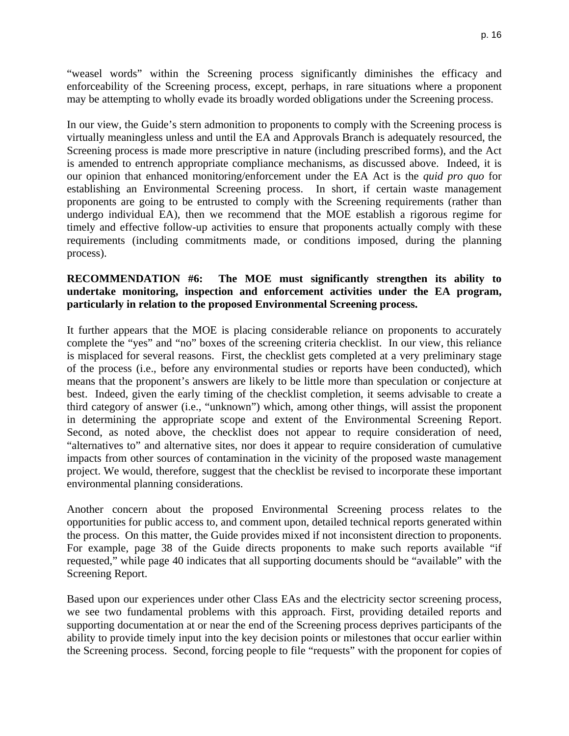“weasel words” within the Screening process significantly diminishes the efficacy and enforceability of the Screening process, except, perhaps, in rare situations where a proponent may be attempting to wholly evade its broadly worded obligations under the Screening process.

In our view, the Guide’s stern admonition to proponents to comply with the Screening process is virtually meaningless unless and until the EA and Approvals Branch is adequately resourced, the Screening process is made more prescriptive in nature (including prescribed forms), and the Act is amended to entrench appropriate compliance mechanisms, as discussed above. Indeed, it is our opinion that enhanced monitoring/enforcement under the EA Act is the *quid pro quo* for establishing an Environmental Screening process. In short, if certain waste management proponents are going to be entrusted to comply with the Screening requirements (rather than undergo individual EA), then we recommend that the MOE establish a rigorous regime for timely and effective follow-up activities to ensure that proponents actually comply with these requirements (including commitments made, or conditions imposed, during the planning process).

**RECOMMENDATION #6: The MOE must significantly strengthen its ability to undertake monitoring, inspection and enforcement activities under the EA program, particularly in relation to the proposed Environmental Screening process.**

It further appears that the MOE is placing considerable reliance on proponents to accurately complete the “yes” and “no” boxes of the screening criteria checklist. In our view, this reliance is misplaced for several reasons. First, the checklist gets completed at a very preliminary stage of the process (i.e., before any environmental studies or reports have been conducted), which means that the proponent’s answers are likely to be little more than speculation or conjecture at best. Indeed, given the early timing of the checklist completion, it seems advisable to create a third category of answer (i.e., “unknown”) which, among other things, will assist the proponent in determining the appropriate scope and extent of the Environmental Screening Report. Second, as noted above, the checklist does not appear to require consideration of need, “alternatives to” and alternative sites, nor does it appear to require consideration of cumulative impacts from other sources of contamination in the vicinity of the proposed waste management project. We would, therefore, suggest that the checklist be revised to incorporate these important environmental planning considerations.

Another concern about the proposed Environmental Screening process relates to the opportunities for public access to, and comment upon, detailed technical reports generated within the process. On this matter, the Guide provides mixed if not inconsistent direction to proponents. For example, page 38 of the Guide directs proponents to make such reports available “if requested,” while page 40 indicates that all supporting documents should be “available” with the Screening Report.

Based upon our experiences under other Class EAs and the electricity sector screening process, we see two fundamental problems with this approach. First, providing detailed reports and supporting documentation at or near the end of the Screening process deprives participants of the ability to provide timely input into the key decision points or milestones that occur earlier within the Screening process. Second, forcing people to file “requests” with the proponent for copies of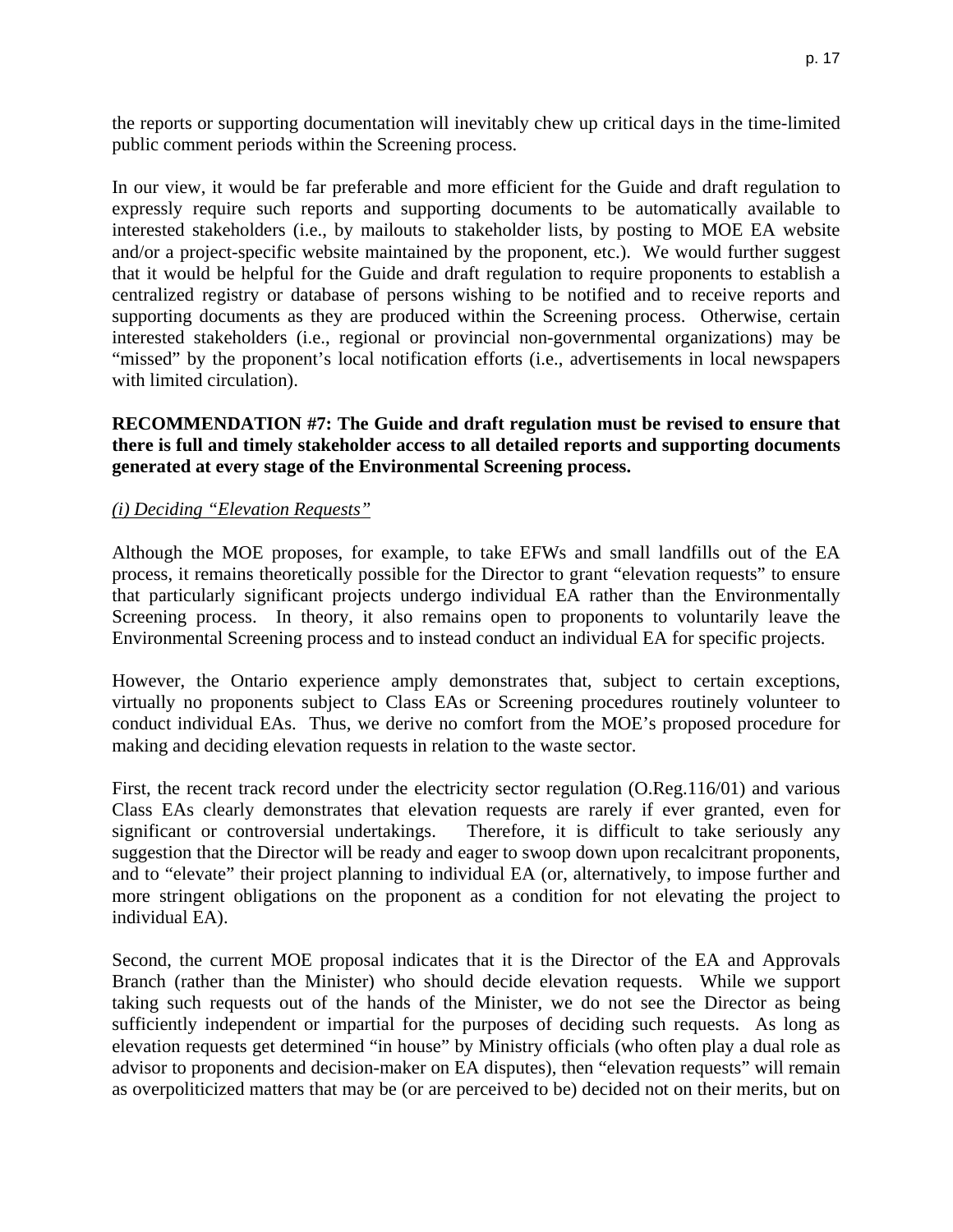the reports or supporting documentation will inevitably chew up critical days in the time-limited public comment periods within the Screening process.

In our view, it would be far preferable and more efficient for the Guide and draft regulation to expressly require such reports and supporting documents to be automatically available to interested stakeholders (i.e., by mailouts to stakeholder lists, by posting to MOE EA website and/or a project-specific website maintained by the proponent, etc.). We would further suggest that it would be helpful for the Guide and draft regulation to require proponents to establish a centralized registry or database of persons wishing to be notified and to receive reports and supporting documents as they are produced within the Screening process. Otherwise, certain interested stakeholders (i.e., regional or provincial non-governmental organizations) may be "missed" by the proponent's local notification efforts (i.e., advertisements in local newspapers with limited circulation).

**RECOMMENDATION #7: The Guide and draft regulation must be revised to ensure that there is full and timely stakeholder access to all detailed reports and supporting documents generated at every stage of the Environmental Screening process.**

*(i) Deciding "Elevation Requests"*

Although the MOE proposes, for example, to take EFWs and small landfills out of the EA process, it remains theoretically possible for the Director to grant "elevation requests" to ensure that particularly significant projects undergo individual EA rather than the Environmentally Screening process. In theory, it also remains open to proponents to voluntarily leave the Environmental Screening process and to instead conduct an individual EA for specific projects.

However, the Ontario experience amply demonstrates that, subject to certain exceptions, virtually no proponents subject to Class EAs or Screening procedures routinely volunteer to conduct individual EAs. Thus, we derive no comfort from the MOE's proposed procedure for making and deciding elevation requests in relation to the waste sector.

First, the recent track record under the electricity sector regulation (O.Reg.116/01) and various Class EAs clearly demonstrates that elevation requests are rarely if ever granted, even for significant or controversial undertakings. Therefore, it is difficult to take seriously any suggestion that the Director will be ready and eager to swoop down upon recalcitrant proponents, and to "elevate" their project planning to individual EA (or, alternatively, to impose further and more stringent obligations on the proponent as a condition for not elevating the project to individual EA).

Second, the current MOE proposal indicates that it is the Director of the EA and Approvals Branch (rather than the Minister) who should decide elevation requests. While we support taking such requests out of the hands of the Minister, we do not see the Director as being sufficiently independent or impartial for the purposes of deciding such requests. As long as elevation requests get determined "in house" by Ministry officials (who often play a dual role as advisor to proponents and decision-maker on EA disputes), then "elevation requests" will remain as overpoliticized matters that may be (or are perceived to be) decided not on their merits, but on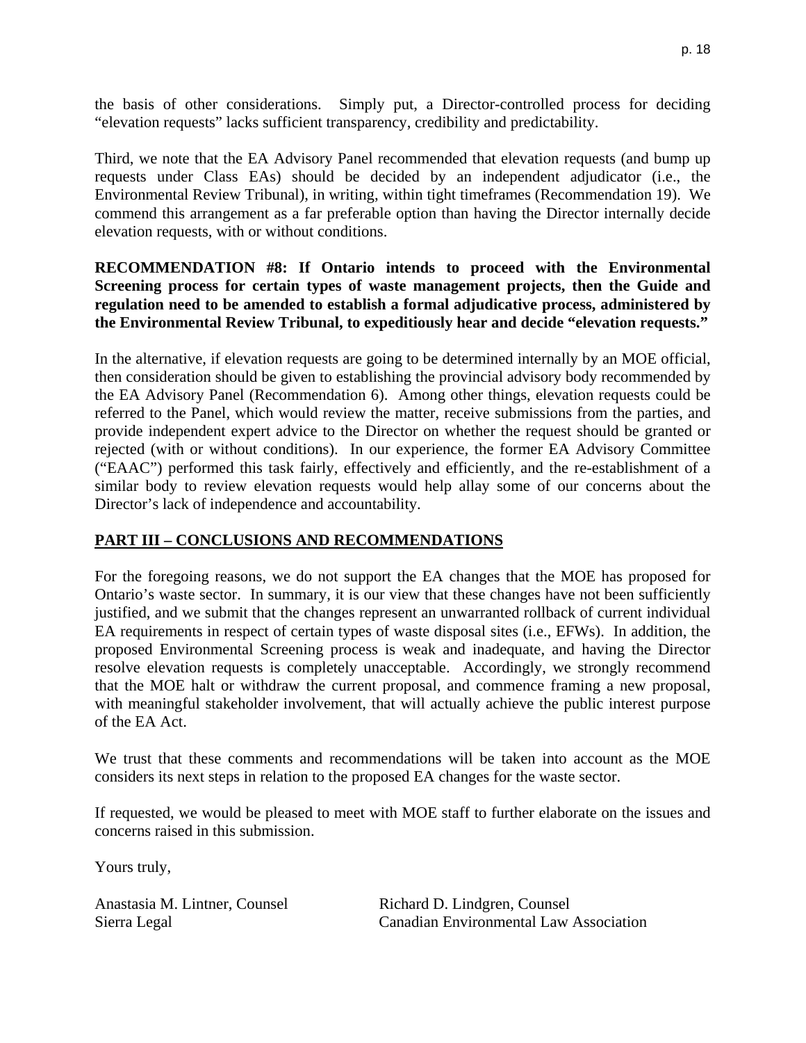the basis of other considerations. Simply put, a Director-controlled process for deciding "elevation requests" lacks sufficient transparency, credibility and predictability.

Third, we note that the EA Advisory Panel recommended that elevation requests (and bump up requests under Class EAs) should be decided by an independent adjudicator (i.e., the Environmental Review Tribunal), in writing, within tight timeframes (Recommendation 19). We commend this arrangement as a far preferable option than having the Director internally decide elevation requests, with or without conditions.

**RECOMMENDATION #8: If Ontario intends to proceed with the Environmental Screening process for certain types of waste management projects, then the Guide and regulation need to be amended to establish a formal adjudicative process, administered by the Environmental Review Tribunal, to expeditiously hear and decide "elevation requests."**

In the alternative, if elevation requests are going to be determined internally by an MOE official, then consideration should be given to establishing the provincial advisory body recommended by the EA Advisory Panel (Recommendation 6). Among other things, elevation requests could be referred to the Panel, which would review the matter, receive submissions from the parties, and provide independent expert advice to the Director on whether the request should be granted or rejected (with or without conditions). In our experience, the former EA Advisory Committee ("EAAC") performed this task fairly, effectively and efficiently, and the re-establishment of a similar body to review elevation requests would help allay some of our concerns about the Director's lack of independence and accountability.

## PART III – CONCLUSIONS AND RECOMMENDATIONS

For the foregoing reasons, we do not support the EA changes that the MOE has proposed for Ontario's waste sector. In summary, it is our view that these changes have not been sufficiently justified, and we submit that the changes represent an unwarranted rollback of current individual EA requirements in respect of certain types of waste disposal sites (i.e., EFWs). In addition, the proposed Environmental Screening process is weak and inadequate, and having the Director resolve elevation requests is completely unacceptable. Accordingly, we strongly recommend that the MOE halt or withdraw the current proposal, and commence framing a new proposal, with meaningful stakeholder involvement, that will actually achieve the public interest purpose of the EA Act.

We trust that these comments and recommendations will be taken into account as the MOE considers its next steps in relation to the proposed EA changes for the waste sector.

If requested, we would be pleased to meet with MOE staff to further elaborate on the issues and concerns raised in this submission.

Yours truly,

Anastasia M. Lintner, Counsel
Sierra Legal

Richard D. Lindgren, Counsel
Canadian Environmental Law Association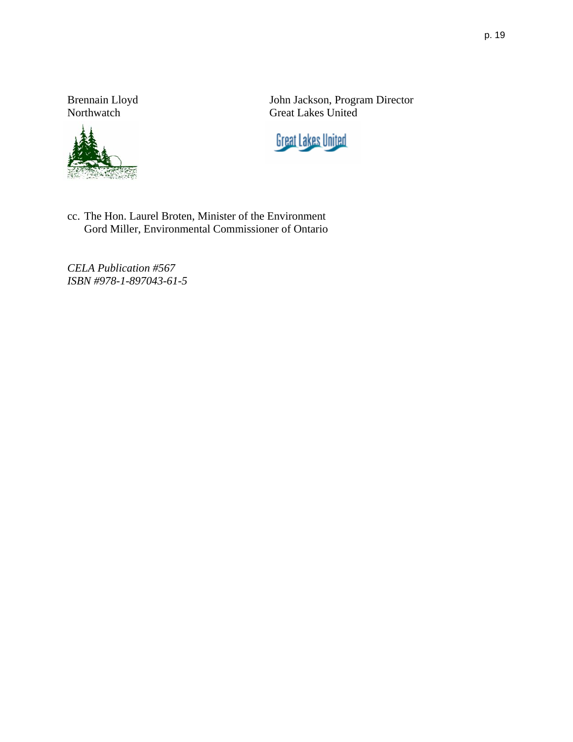Brennain Lloyd
Northwatch

John Jackson, Program Director
Great Lakes United

cc. The Hon. Laurel Broten, Minister of the Environment
Gord Miller, Environmental Commissioner of Ontario

*CELA Publication #567*
*ISBN #978-1-897043-61-5*